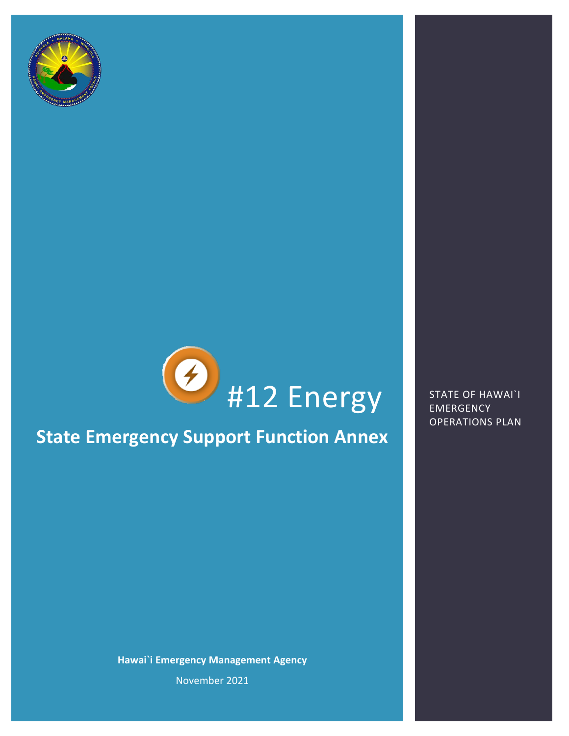# #12 Energy

## State Emergency Support Function Annex

STATE OF HAWAI`I EMERGENCY OPERATIONS PLAN

**Hawai`i Emergency Management Agency**

November 2021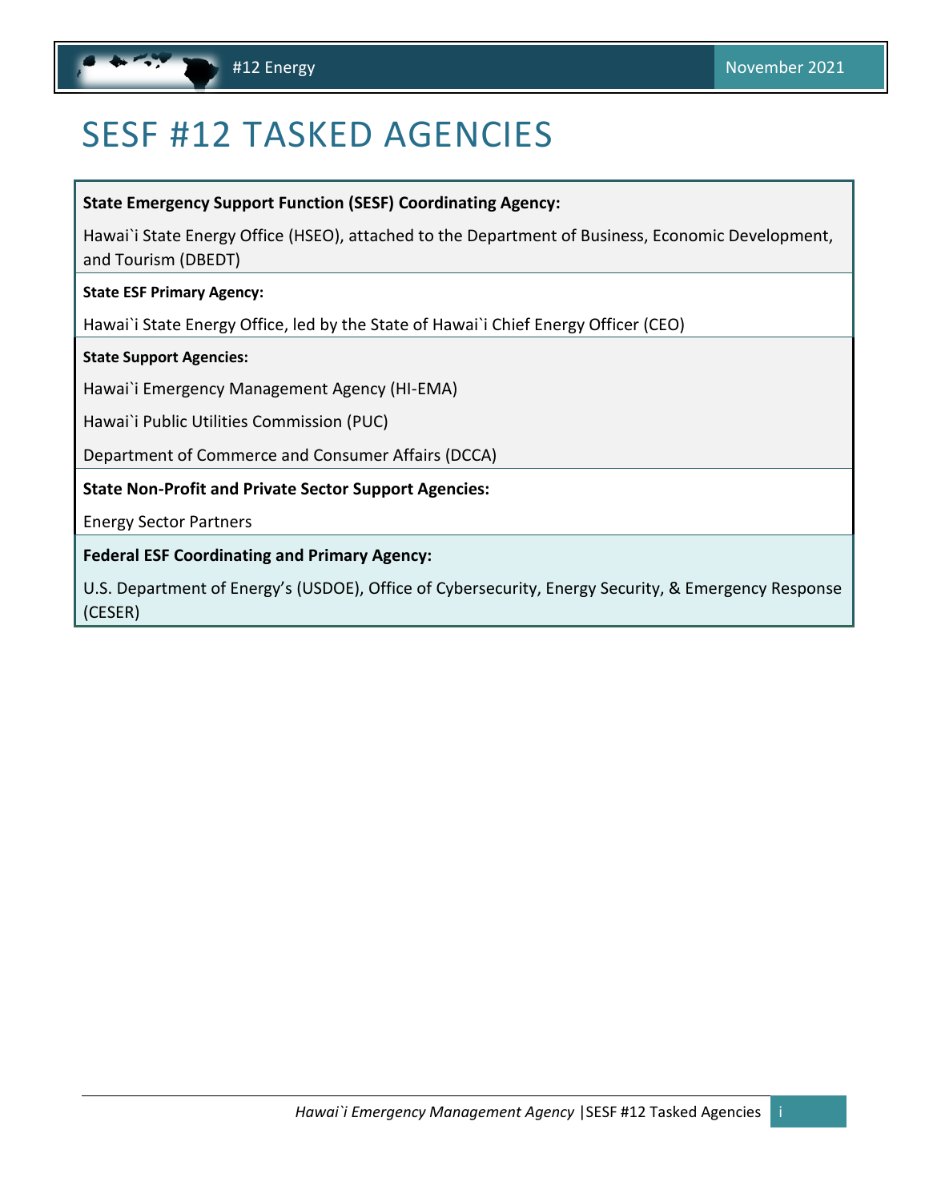# SESF #12 TASKED AGENCIES

**State Emergency Support Function (SESF) Coordinating Agency:**

Hawai`i State Energy Office (HSEO), attached to the Department of Business, Economic Development, and Tourism (DBEDT)

**State ESF Primary Agency:**

Hawai`i State Energy Office, led by the State of Hawai`i Chief Energy Officer (CEO)

**State Support Agencies:**

Hawai`i Emergency Management Agency (HI-EMA)

Hawai`i Public Utilities Commission (PUC)

Department of Commerce and Consumer Affairs (DCCA)

**State Non-Profit and Private Sector Support Agencies:**

Energy Sector Partners

**Federal ESF Coordinating and Primary Agency:**

U.S. Department of Energy's (USDOE), Office of Cybersecurity, Energy Security, & Emergency Response (CESER)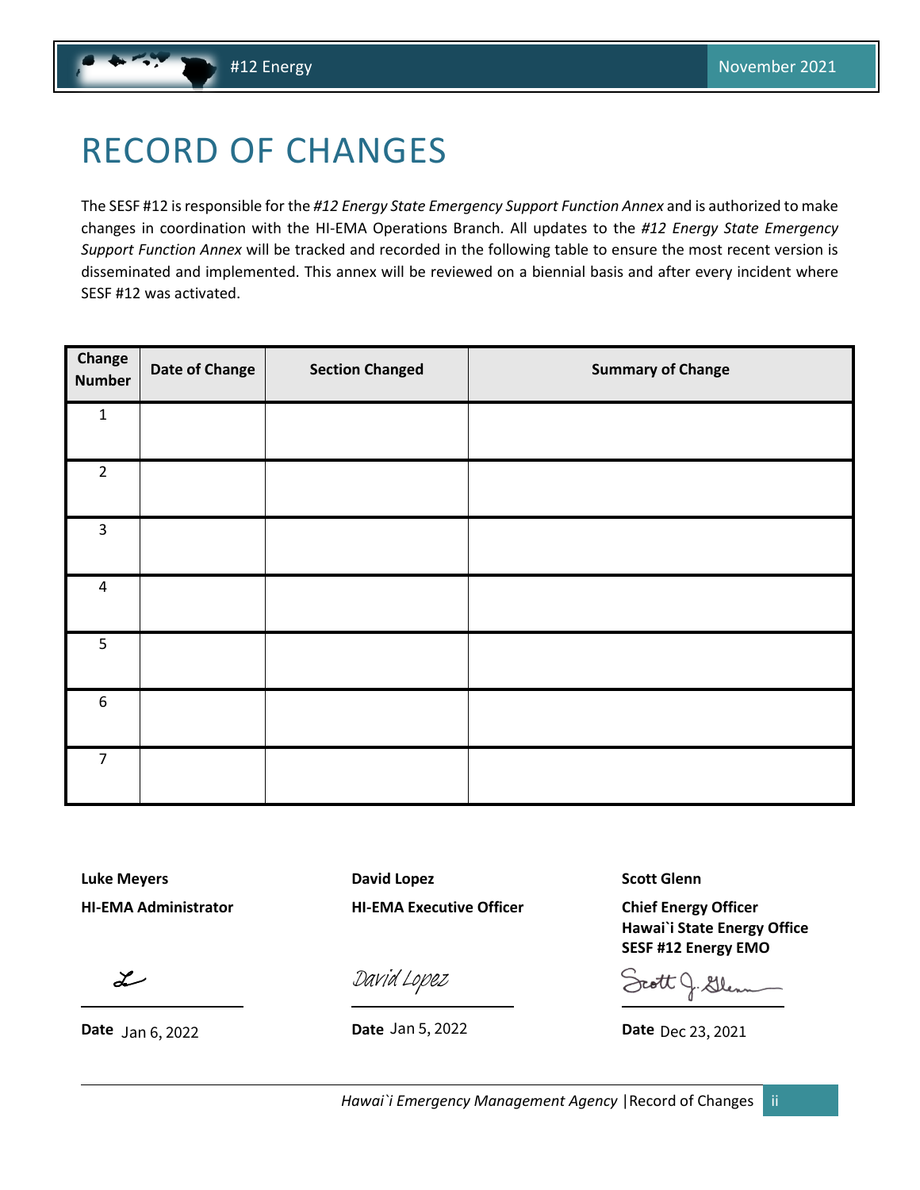# RECORD OF CHANGES

The SESF #12 is responsible for the *#12 Energy State Emergency Support Function Annex* and is authorized to make changes in coordination with the HI-EMA Operations Branch. All updates to the *#12 Energy State Emergency Support Function Annex* will be tracked and recorded in the following table to ensure the most recent version is disseminated and implemented. This annex will be reviewed on a biennial basis and after every incident where SESF #12 was activated.

| Change Number | Date of Change | Section Changed | Summary of Change |
| --- | --- | --- | --- |
| 1 | | | |
| 2 | | | |
| 3 | | | |
| 4 | | | |
| 5 | | | |
| 6 | | | |
| 7 | | | |

**Luke Meyers**
**HI-EMA Administrator**

Date Jan 6, 2022

**David Lopez**
**HI-EMA Executive Officer**

David Lopez

Date Jan 5, 2022

**Scott Glenn**
**Chief Energy Officer**
**Hawai`i State Energy Office**
**SESF #12 Energy EMO**

Scott J. Glenn

Date Dec 23, 2021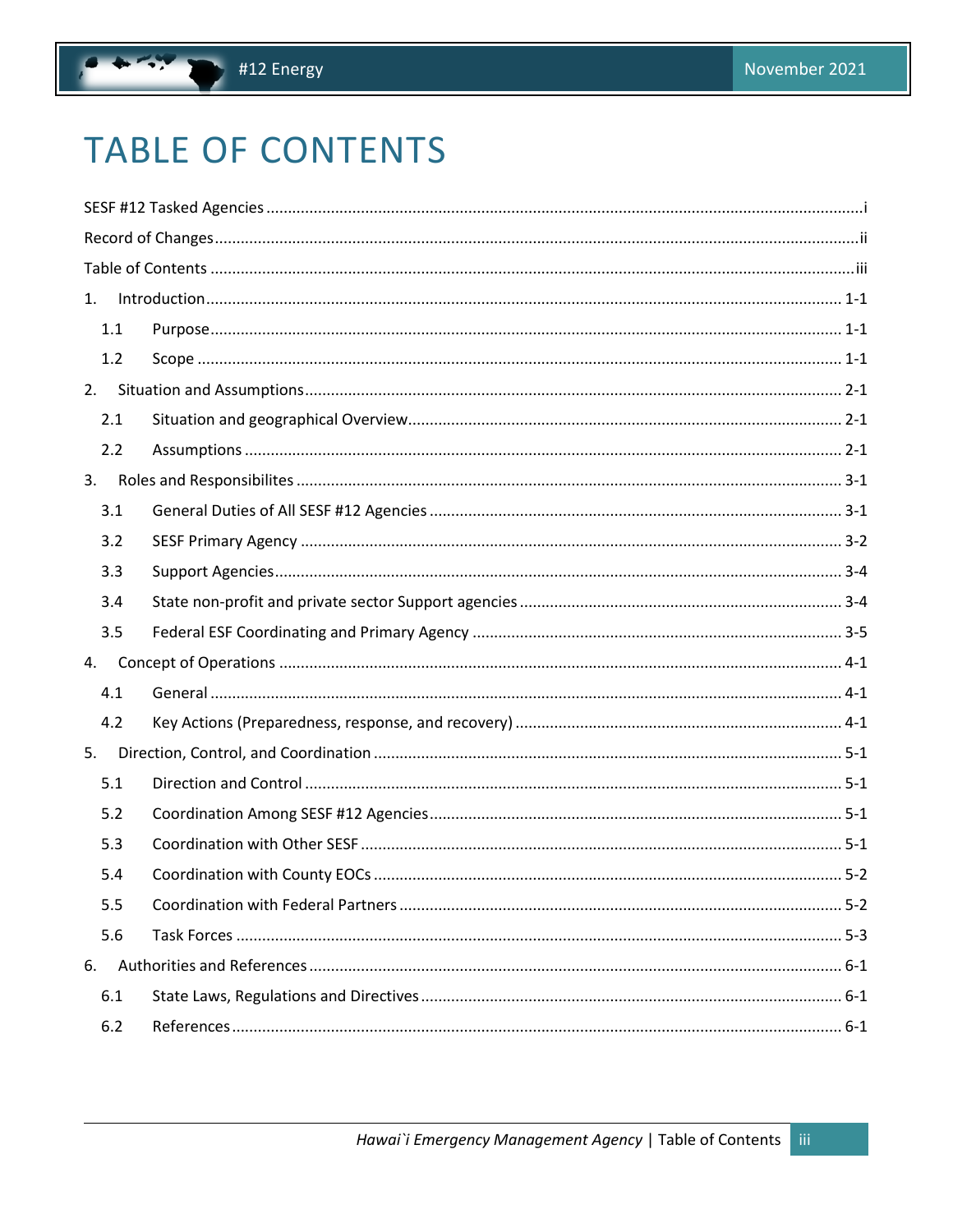# TABLE OF CONTENTS

SESF #12 Tasked Agencies ........ i

Record of Changes ........ ii

Table of Contents ........ iii

1. Introduction ........ 1-1
   - 1.1 Purpose ........ 1-1
   - 1.2 Scope ........ 1-1
2. Situation and Assumptions ........ 2-1
   - 2.1 Situation and geographical Overview ........ 2-1
   - 2.2 Assumptions ........ 2-1
3. Roles and Responsibilites ........ 3-1
   - 3.1 General Duties of All SESF #12 Agencies ........ 3-1
   - 3.2 SESF Primary Agency ........ 3-2
   - 3.3 Support Agencies ........ 3-4
   - 3.4 State non-profit and private sector Support agencies ........ 3-4
   - 3.5 Federal ESF Coordinating and Primary Agency ........ 3-5
4. Concept of Operations ........ 4-1
   - 4.1 General ........ 4-1
   - 4.2 Key Actions (Preparedness, response, and recovery) ........ 4-1
5. Direction, Control, and Coordination ........ 5-1
   - 5.1 Direction and Control ........ 5-1
   - 5.2 Coordination Among SESF #12 Agencies ........ 5-1
   - 5.3 Coordination with Other SESF ........ 5-1
   - 5.4 Coordination with County EOCs ........ 5-2
   - 5.5 Coordination with Federal Partners ........ 5-2
   - 5.6 Task Forces ........ 5-3
6. Authorities and References ........ 6-1
   - 6.1 State Laws, Regulations and Directives ........ 6-1
   - 6.2 References ........ 6-1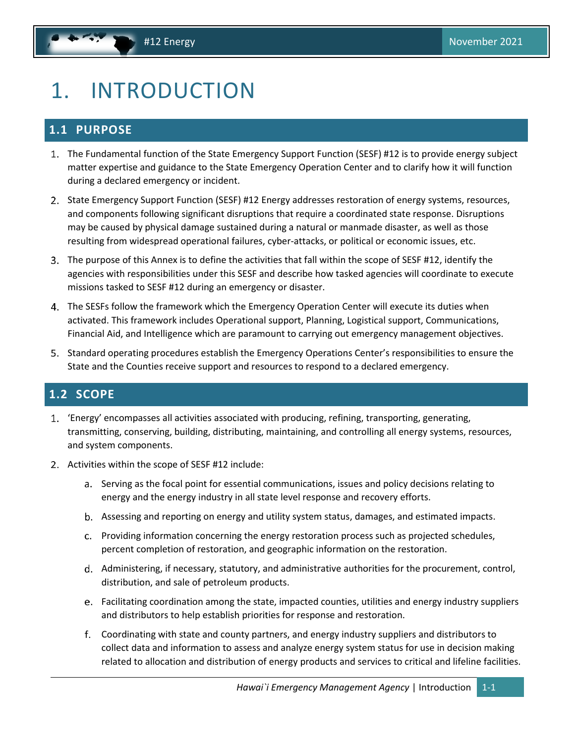# 1. INTRODUCTION

## 1.1 PURPOSE

1. The Fundamental function of the State Emergency Support Function (SESF) #12 is to provide energy subject matter expertise and guidance to the State Emergency Operation Center and to clarify how it will function during a declared emergency or incident.
2. State Emergency Support Function (SESF) #12 Energy addresses restoration of energy systems, resources, and components following significant disruptions that require a coordinated state response. Disruptions may be caused by physical damage sustained during a natural or manmade disaster, as well as those resulting from widespread operational failures, cyber-attacks, or political or economic issues, etc.
3. The purpose of this Annex is to define the activities that fall within the scope of SESF #12, identify the agencies with responsibilities under this SESF and describe how tasked agencies will coordinate to execute missions tasked to SESF #12 during an emergency or disaster.
4. The SESFs follow the framework which the Emergency Operation Center will execute its duties when activated. This framework includes Operational support, Planning, Logistical support, Communications, Financial Aid, and Intelligence which are paramount to carrying out emergency management objectives.
5. Standard operating procedures establish the Emergency Operations Center's responsibilities to ensure the State and the Counties receive support and resources to respond to a declared emergency.

## 1.2 SCOPE

1. 'Energy' encompasses all activities associated with producing, refining, transporting, generating, transmitting, conserving, building, distributing, maintaining, and controlling all energy systems, resources, and system components.
2. Activities within the scope of SESF #12 include:
   a. Serving as the focal point for essential communications, issues and policy decisions relating to energy and the energy industry in all state level response and recovery efforts.
   b. Assessing and reporting on energy and utility system status, damages, and estimated impacts.
   c. Providing information concerning the energy restoration process such as projected schedules, percent completion of restoration, and geographic information on the restoration.
   d. Administering, if necessary, statutory, and administrative authorities for the procurement, control, distribution, and sale of petroleum products.
   e. Facilitating coordination among the state, impacted counties, utilities and energy industry suppliers and distributors to help establish priorities for response and restoration.
   f. Coordinating with state and county partners, and energy industry suppliers and distributors to collect data and information to assess and analyze energy system status for use in decision making related to allocation and distribution of energy products and services to critical and lifeline facilities.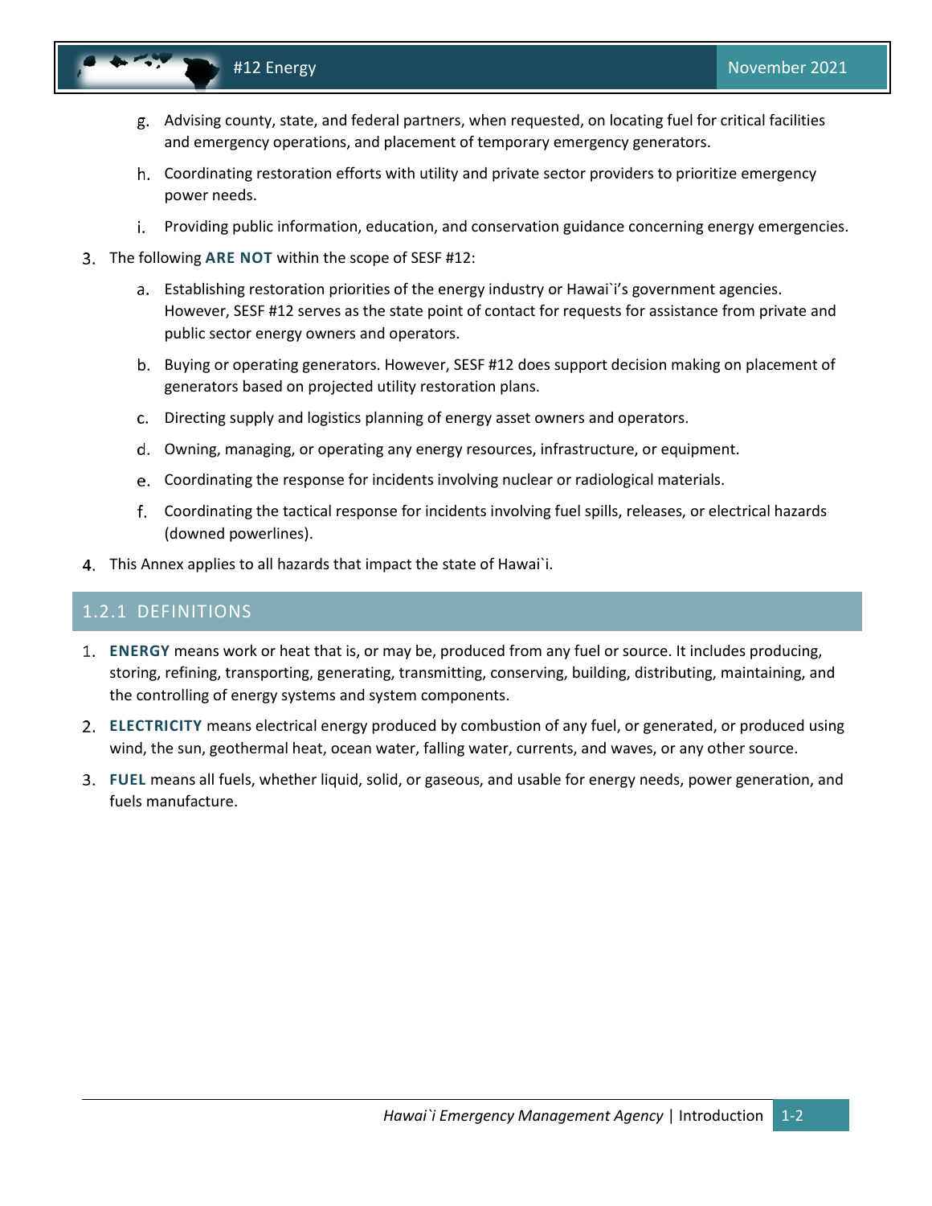g. Advising county, state, and federal partners, when requested, on locating fuel for critical facilities and emergency operations, and placement of temporary emergency generators.

h. Coordinating restoration efforts with utility and private sector providers to prioritize emergency power needs.

i. Providing public information, education, and conservation guidance concerning energy emergencies.

3. The following **ARE NOT** within the scope of SESF #12:

   a. Establishing restoration priorities of the energy industry or Hawai`i's government agencies. However, SESF #12 serves as the state point of contact for requests for assistance from private and public sector energy owners and operators.

   b. Buying or operating generators. However, SESF #12 does support decision making on placement of generators based on projected utility restoration plans.

   c. Directing supply and logistics planning of energy asset owners and operators.

   d. Owning, managing, or operating any energy resources, infrastructure, or equipment.

   e. Coordinating the response for incidents involving nuclear or radiological materials.

   f. Coordinating the tactical response for incidents involving fuel spills, releases, or electrical hazards (downed powerlines).

4. This Annex applies to all hazards that impact the state of Hawai`i.

### 1.2.1 DEFINITIONS

1. **ENERGY** means work or heat that is, or may be, produced from any fuel or source. It includes producing, storing, refining, transporting, generating, transmitting, conserving, building, distributing, maintaining, and the controlling of energy systems and system components.

2. **ELECTRICITY** means electrical energy produced by combustion of any fuel, or generated, or produced using wind, the sun, geothermal heat, ocean water, falling water, currents, and waves, or any other source.

3. **FUEL** means all fuels, whether liquid, solid, or gaseous, and usable for energy needs, power generation, and fuels manufacture.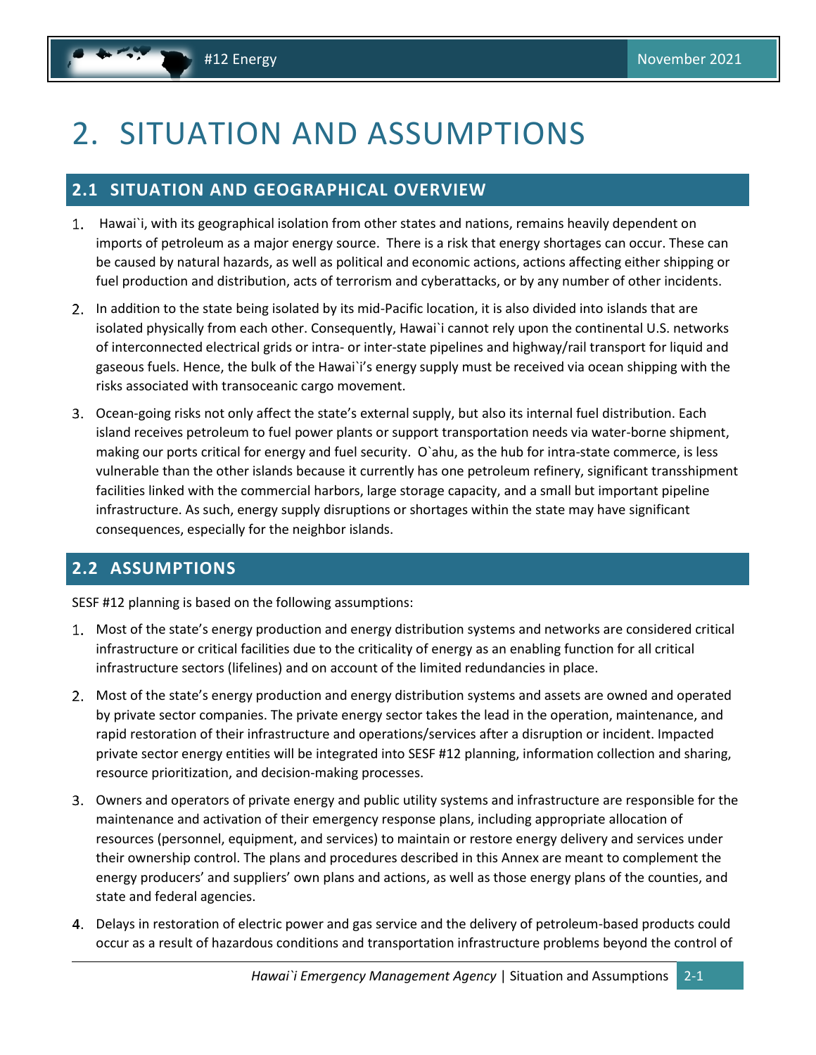# 2. SITUATION AND ASSUMPTIONS

## 2.1 SITUATION AND GEOGRAPHICAL OVERVIEW

1. Hawai`i, with its geographical isolation from other states and nations, remains heavily dependent on imports of petroleum as a major energy source. There is a risk that energy shortages can occur. These can be caused by natural hazards, as well as political and economic actions, actions affecting either shipping or fuel production and distribution, acts of terrorism and cyberattacks, or by any number of other incidents.
2. In addition to the state being isolated by its mid-Pacific location, it is also divided into islands that are isolated physically from each other. Consequently, Hawai`i cannot rely upon the continental U.S. networks of interconnected electrical grids or intra- or inter-state pipelines and highway/rail transport for liquid and gaseous fuels. Hence, the bulk of the Hawai`i's energy supply must be received via ocean shipping with the risks associated with transoceanic cargo movement.
3. Ocean-going risks not only affect the state's external supply, but also its internal fuel distribution. Each island receives petroleum to fuel power plants or support transportation needs via water-borne shipment, making our ports critical for energy and fuel security. O`ahu, as the hub for intra-state commerce, is less vulnerable than the other islands because it currently has one petroleum refinery, significant transshipment facilities linked with the commercial harbors, large storage capacity, and a small but important pipeline infrastructure. As such, energy supply disruptions or shortages within the state may have significant consequences, especially for the neighbor islands.

## 2.2 ASSUMPTIONS

SESF #12 planning is based on the following assumptions:

1. Most of the state's energy production and energy distribution systems and networks are considered critical infrastructure or critical facilities due to the criticality of energy as an enabling function for all critical infrastructure sectors (lifelines) and on account of the limited redundancies in place.
2. Most of the state's energy production and energy distribution systems and assets are owned and operated by private sector companies. The private energy sector takes the lead in the operation, maintenance, and rapid restoration of their infrastructure and operations/services after a disruption or incident. Impacted private sector energy entities will be integrated into SESF #12 planning, information collection and sharing, resource prioritization, and decision-making processes.
3. Owners and operators of private energy and public utility systems and infrastructure are responsible for the maintenance and activation of their emergency response plans, including appropriate allocation of resources (personnel, equipment, and services) to maintain or restore energy delivery and services under their ownership control. The plans and procedures described in this Annex are meant to complement the energy producers' and suppliers' own plans and actions, as well as those energy plans of the counties, and state and federal agencies.
4. Delays in restoration of electric power and gas service and the delivery of petroleum-based products could occur as a result of hazardous conditions and transportation infrastructure problems beyond the control of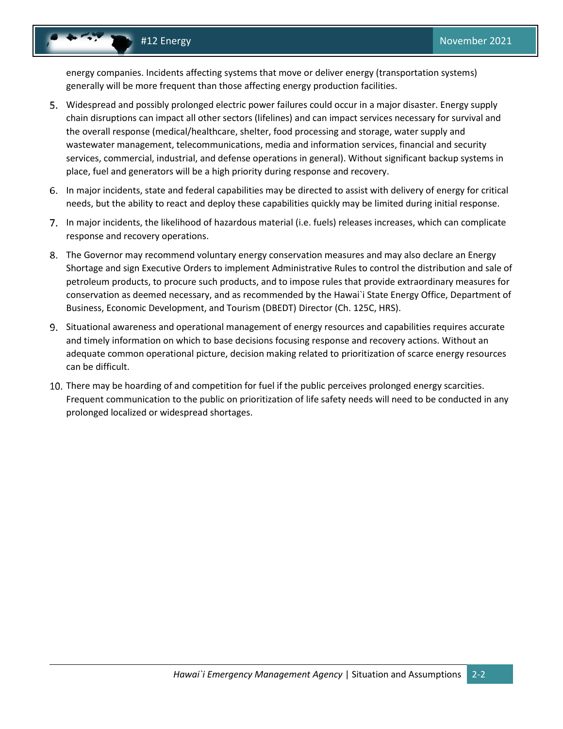energy companies. Incidents affecting systems that move or deliver energy (transportation systems) generally will be more frequent than those affecting energy production facilities.

5. Widespread and possibly prolonged electric power failures could occur in a major disaster. Energy supply chain disruptions can impact all other sectors (lifelines) and can impact services necessary for survival and the overall response (medical/healthcare, shelter, food processing and storage, water supply and wastewater management, telecommunications, media and information services, financial and security services, commercial, industrial, and defense operations in general). Without significant backup systems in place, fuel and generators will be a high priority during response and recovery.
6. In major incidents, state and federal capabilities may be directed to assist with delivery of energy for critical needs, but the ability to react and deploy these capabilities quickly may be limited during initial response.
7. In major incidents, the likelihood of hazardous material (i.e. fuels) releases increases, which can complicate response and recovery operations.
8. The Governor may recommend voluntary energy conservation measures and may also declare an Energy Shortage and sign Executive Orders to implement Administrative Rules to control the distribution and sale of petroleum products, to procure such products, and to impose rules that provide extraordinary measures for conservation as deemed necessary, and as recommended by the Hawai`i State Energy Office, Department of Business, Economic Development, and Tourism (DBEDT) Director (Ch. 125C, HRS).
9. Situational awareness and operational management of energy resources and capabilities requires accurate and timely information on which to base decisions focusing response and recovery actions. Without an adequate common operational picture, decision making related to prioritization of scarce energy resources can be difficult.
10. There may be hoarding of and competition for fuel if the public perceives prolonged energy scarcities. Frequent communication to the public on prioritization of life safety needs will need to be conducted in any prolonged localized or widespread shortages.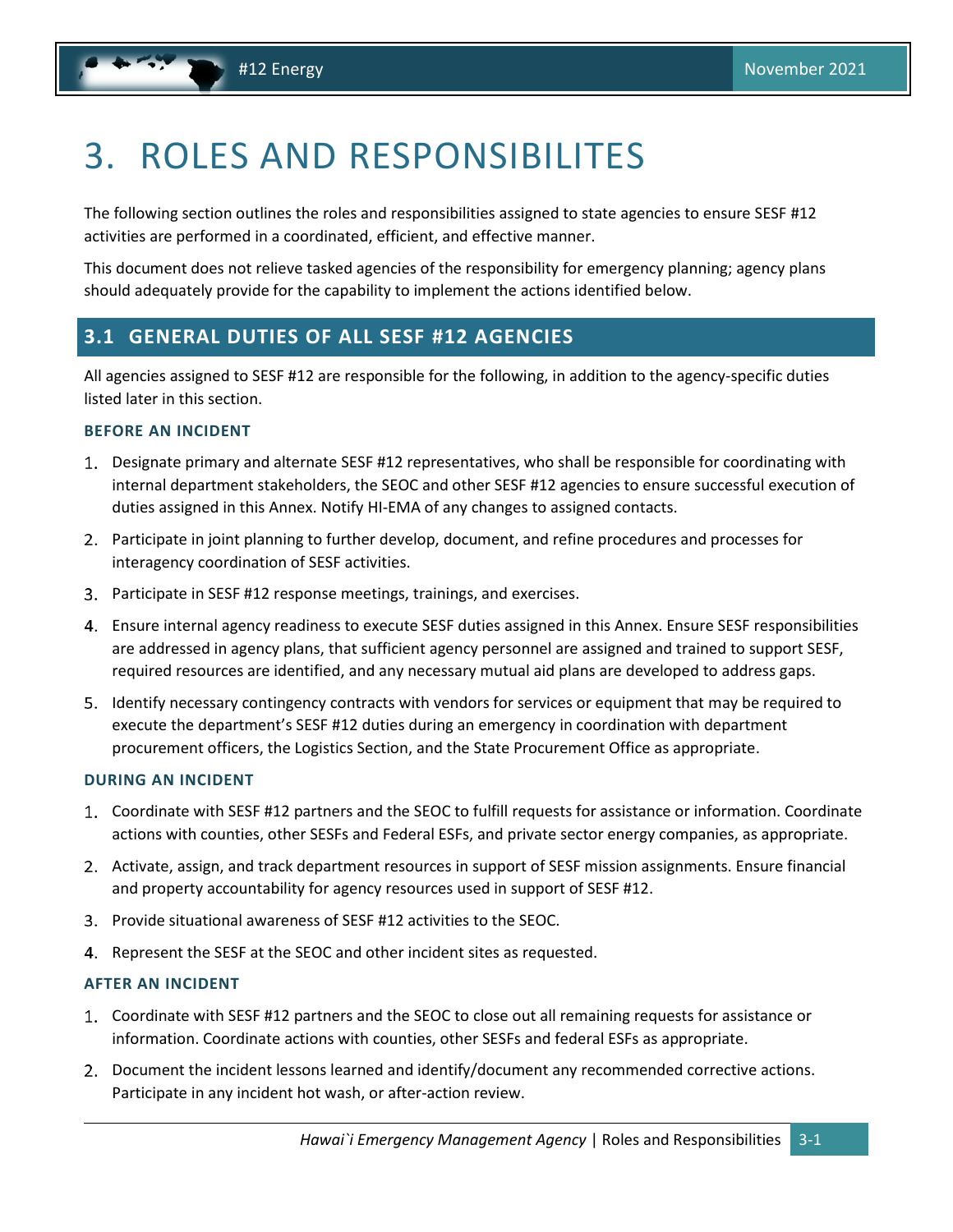# 3. ROLES AND RESPONSIBILITES

The following section outlines the roles and responsibilities assigned to state agencies to ensure SESF #12 activities are performed in a coordinated, efficient, and effective manner.

This document does not relieve tasked agencies of the responsibility for emergency planning; agency plans should adequately provide for the capability to implement the actions identified below.

## 3.1 GENERAL DUTIES OF ALL SESF #12 AGENCIES

All agencies assigned to SESF #12 are responsible for the following, in addition to the agency-specific duties listed later in this section.

### BEFORE AN INCIDENT

1. Designate primary and alternate SESF #12 representatives, who shall be responsible for coordinating with internal department stakeholders, the SEOC and other SESF #12 agencies to ensure successful execution of duties assigned in this Annex. Notify HI-EMA of any changes to assigned contacts.
2. Participate in joint planning to further develop, document, and refine procedures and processes for interagency coordination of SESF activities.
3. Participate in SESF #12 response meetings, trainings, and exercises.
4. Ensure internal agency readiness to execute SESF duties assigned in this Annex. Ensure SESF responsibilities are addressed in agency plans, that sufficient agency personnel are assigned and trained to support SESF, required resources are identified, and any necessary mutual aid plans are developed to address gaps.
5. Identify necessary contingency contracts with vendors for services or equipment that may be required to execute the department's SESF #12 duties during an emergency in coordination with department procurement officers, the Logistics Section, and the State Procurement Office as appropriate.

### DURING AN INCIDENT

1. Coordinate with SESF #12 partners and the SEOC to fulfill requests for assistance or information. Coordinate actions with counties, other SESFs and Federal ESFs, and private sector energy companies, as appropriate.
2. Activate, assign, and track department resources in support of SESF mission assignments. Ensure financial and property accountability for agency resources used in support of SESF #12.
3. Provide situational awareness of SESF #12 activities to the SEOC.
4. Represent the SESF at the SEOC and other incident sites as requested.

### AFTER AN INCIDENT

1. Coordinate with SESF #12 partners and the SEOC to close out all remaining requests for assistance or information. Coordinate actions with counties, other SESFs and federal ESFs as appropriate.
2. Document the incident lessons learned and identify/document any recommended corrective actions. Participate in any incident hot wash, or after-action review.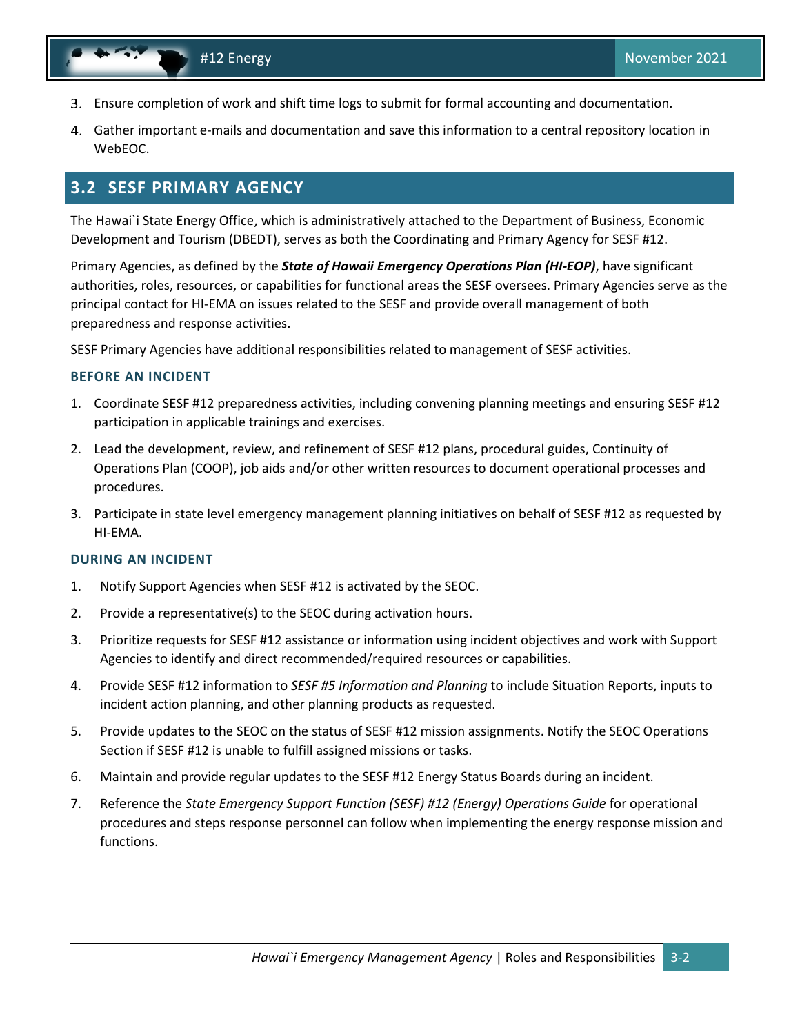3. Ensure completion of work and shift time logs to submit for formal accounting and documentation.
4. Gather important e-mails and documentation and save this information to a central repository location in WebEOC.

## 3.2 SESF PRIMARY AGENCY

The Hawai`i State Energy Office, which is administratively attached to the Department of Business, Economic Development and Tourism (DBEDT), serves as both the Coordinating and Primary Agency for SESF #12.

Primary Agencies, as defined by the ***State of Hawaii Emergency Operations Plan (HI-EOP)***, have significant authorities, roles, resources, or capabilities for functional areas the SESF oversees. Primary Agencies serve as the principal contact for HI-EMA on issues related to the SESF and provide overall management of both preparedness and response activities.

SESF Primary Agencies have additional responsibilities related to management of SESF activities.

### BEFORE AN INCIDENT

1. Coordinate SESF #12 preparedness activities, including convening planning meetings and ensuring SESF #12 participation in applicable trainings and exercises.
2. Lead the development, review, and refinement of SESF #12 plans, procedural guides, Continuity of Operations Plan (COOP), job aids and/or other written resources to document operational processes and procedures.
3. Participate in state level emergency management planning initiatives on behalf of SESF #12 as requested by HI-EMA.

### DURING AN INCIDENT

1. Notify Support Agencies when SESF #12 is activated by the SEOC.
2. Provide a representative(s) to the SEOC during activation hours.
3. Prioritize requests for SESF #12 assistance or information using incident objectives and work with Support Agencies to identify and direct recommended/required resources or capabilities.
4. Provide SESF #12 information to *SESF #5 Information and Planning* to include Situation Reports, inputs to incident action planning, and other planning products as requested.
5. Provide updates to the SEOC on the status of SESF #12 mission assignments. Notify the SEOC Operations Section if SESF #12 is unable to fulfill assigned missions or tasks.
6. Maintain and provide regular updates to the SESF #12 Energy Status Boards during an incident.
7. Reference the *State Emergency Support Function (SESF) #12 (Energy) Operations Guide* for operational procedures and steps response personnel can follow when implementing the energy response mission and functions.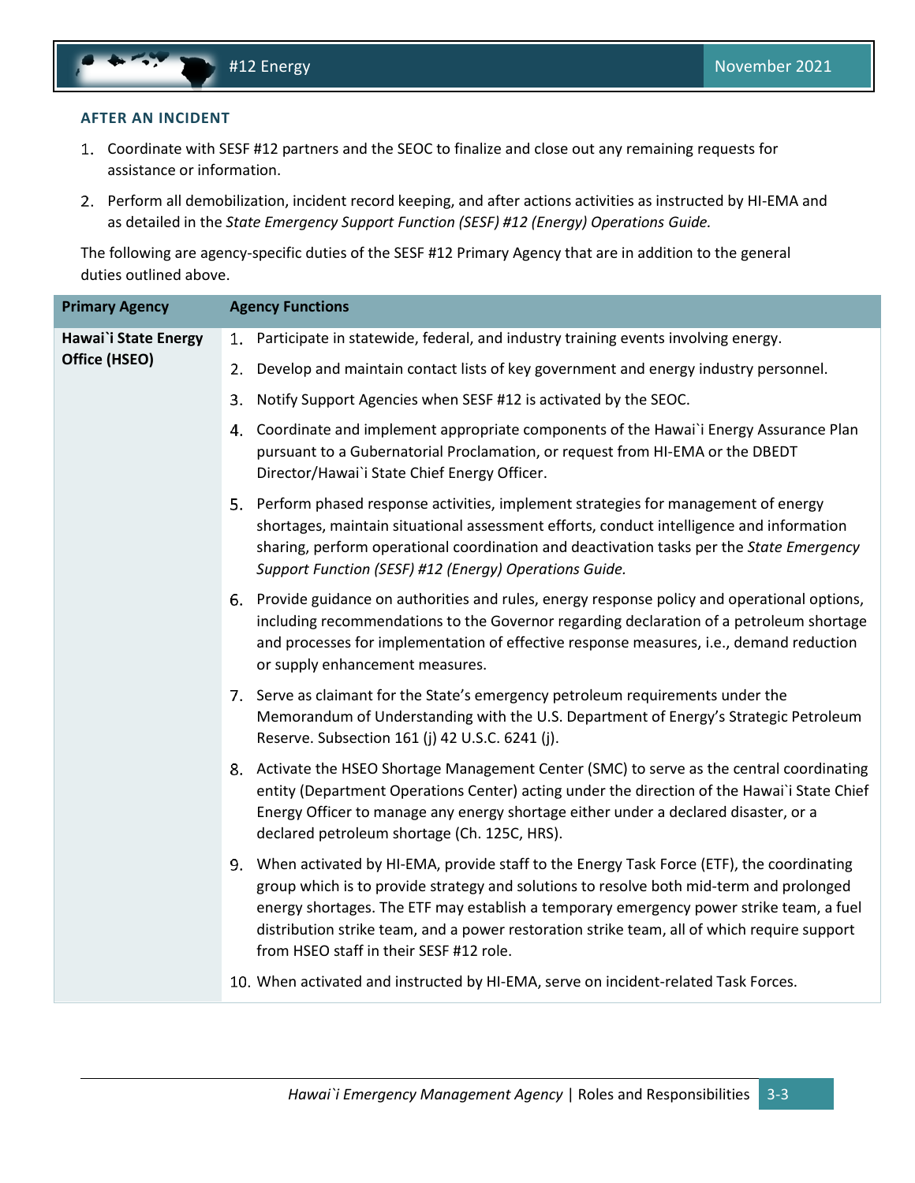### AFTER AN INCIDENT

1. Coordinate with SESF #12 partners and the SEOC to finalize and close out any remaining requests for assistance or information.
2. Perform all demobilization, incident record keeping, and after actions activities as instructed by HI-EMA and as detailed in the *State Emergency Support Function (SESF) #12 (Energy) Operations Guide.*

The following are agency-specific duties of the SESF #12 Primary Agency that are in addition to the general duties outlined above.

| Primary Agency | Agency Functions |
|---|---|
| **Hawai`i State Energy Office (HSEO)** | 1. Participate in statewide, federal, and industry training events involving energy.<br>2. Develop and maintain contact lists of key government and energy industry personnel.<br>3. Notify Support Agencies when SESF #12 is activated by the SEOC.<br>4. Coordinate and implement appropriate components of the Hawai`i Energy Assurance Plan pursuant to a Gubernatorial Proclamation, or request from HI-EMA or the DBEDT Director/Hawai`i State Chief Energy Officer.<br>5. Perform phased response activities, implement strategies for management of energy shortages, maintain situational assessment efforts, conduct intelligence and information sharing, perform operational coordination and deactivation tasks per the *State Emergency Support Function (SESF) #12 (Energy) Operations Guide.*<br>6. Provide guidance on authorities and rules, energy response policy and operational options, including recommendations to the Governor regarding declaration of a petroleum shortage and processes for implementation of effective response measures, i.e., demand reduction or supply enhancement measures.<br>7. Serve as claimant for the State's emergency petroleum requirements under the Memorandum of Understanding with the U.S. Department of Energy's Strategic Petroleum Reserve. Subsection 161 (j) 42 U.S.C. 6241 (j).<br>8. Activate the HSEO Shortage Management Center (SMC) to serve as the central coordinating entity (Department Operations Center) acting under the direction of the Hawai`i State Chief Energy Officer to manage any energy shortage either under a declared disaster, or a declared petroleum shortage (Ch. 125C, HRS).<br>9. When activated by HI-EMA, provide staff to the Energy Task Force (ETF), the coordinating group which is to provide strategy and solutions to resolve both mid-term and prolonged energy shortages. The ETF may establish a temporary emergency power strike team, a fuel distribution strike team, and a power restoration strike team, all of which require support from HSEO staff in their SESF #12 role.<br>10. When activated and instructed by HI-EMA, serve on incident-related Task Forces. |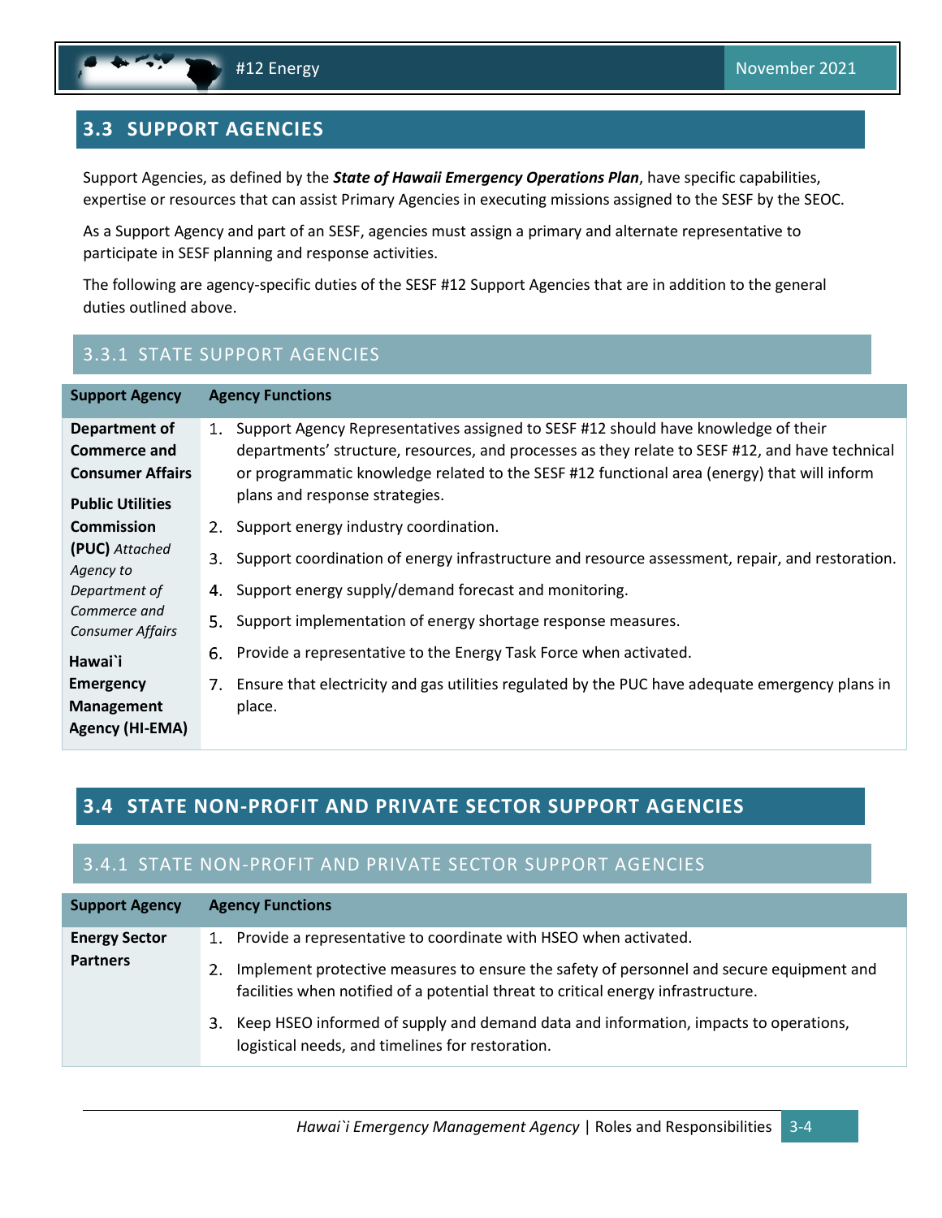## 3.3 SUPPORT AGENCIES

Support Agencies, as defined by the ***State of Hawaii Emergency Operations Plan***, have specific capabilities, expertise or resources that can assist Primary Agencies in executing missions assigned to the SESF by the SEOC.

As a Support Agency and part of an SESF, agencies must assign a primary and alternate representative to participate in SESF planning and response activities.

The following are agency-specific duties of the SESF #12 Support Agencies that are in addition to the general duties outlined above.

### 3.3.1 STATE SUPPORT AGENCIES

| Support Agency | Agency Functions |
|---|---|
| **Department of Commerce and Consumer Affairs**<br><br>**Public Utilities Commission (PUC)** *Attached Agency to Department of Commerce and Consumer Affairs*<br><br>**Hawai`i Emergency Management Agency (HI-EMA)** | 1. Support Agency Representatives assigned to SESF #12 should have knowledge of their departments' structure, resources, and processes as they relate to SESF #12, and have technical or programmatic knowledge related to the SESF #12 functional area (energy) that will inform plans and response strategies.<br>2. Support energy industry coordination.<br>3. Support coordination of energy infrastructure and resource assessment, repair, and restoration.<br>4. Support energy supply/demand forecast and monitoring.<br>5. Support implementation of energy shortage response measures.<br>6. Provide a representative to the Energy Task Force when activated.<br>7. Ensure that electricity and gas utilities regulated by the PUC have adequate emergency plans in place. |

## 3.4 STATE NON-PROFIT AND PRIVATE SECTOR SUPPORT AGENCIES

### 3.4.1 STATE NON-PROFIT AND PRIVATE SECTOR SUPPORT AGENCIES

| Support Agency | Agency Functions |
|---|---|
| **Energy Sector Partners** | 1. Provide a representative to coordinate with HSEO when activated.<br>2. Implement protective measures to ensure the safety of personnel and secure equipment and facilities when notified of a potential threat to critical energy infrastructure.<br>3. Keep HSEO informed of supply and demand data and information, impacts to operations, logistical needs, and timelines for restoration. |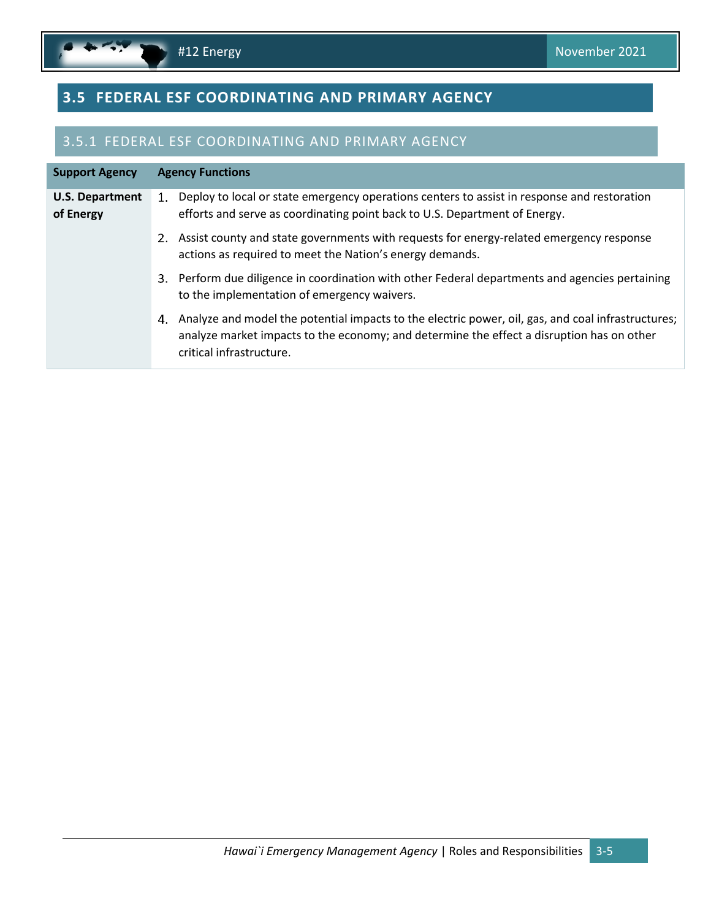## 3.5 FEDERAL ESF COORDINATING AND PRIMARY AGENCY

### 3.5.1 FEDERAL ESF COORDINATING AND PRIMARY AGENCY

| Support Agency | Agency Functions |
|---|---|
| **U.S. Department of Energy** | 1. Deploy to local or state emergency operations centers to assist in response and restoration efforts and serve as coordinating point back to U.S. Department of Energy.<br>2. Assist county and state governments with requests for energy-related emergency response actions as required to meet the Nation's energy demands.<br>3. Perform due diligence in coordination with other Federal departments and agencies pertaining to the implementation of emergency waivers.<br>4. Analyze and model the potential impacts to the electric power, oil, gas, and coal infrastructures; analyze market impacts to the economy; and determine the effect a disruption has on other critical infrastructure. |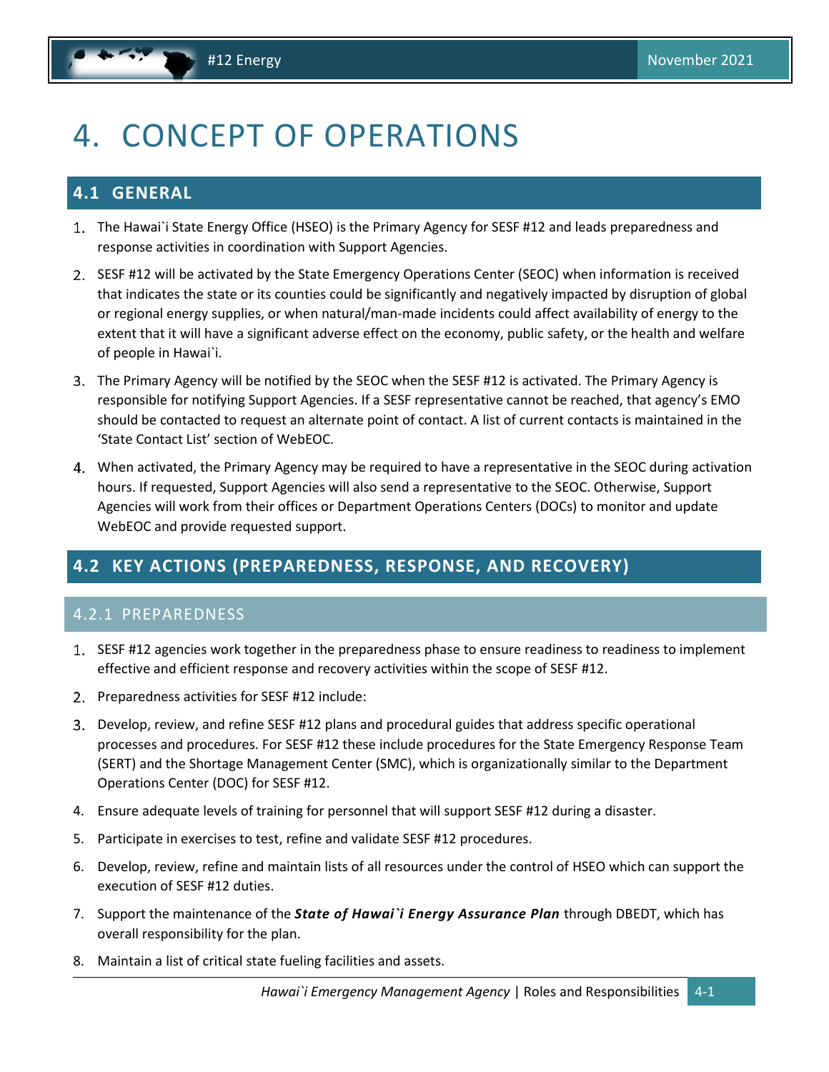# 4. CONCEPT OF OPERATIONS

## 4.1 GENERAL

1. The Hawai`i State Energy Office (HSEO) is the Primary Agency for SESF #12 and leads preparedness and response activities in coordination with Support Agencies.
2. SESF #12 will be activated by the State Emergency Operations Center (SEOC) when information is received that indicates the state or its counties could be significantly and negatively impacted by disruption of global or regional energy supplies, or when natural/man-made incidents could affect availability of energy to the extent that it will have a significant adverse effect on the economy, public safety, or the health and welfare of people in Hawai`i.
3. The Primary Agency will be notified by the SEOC when the SESF #12 is activated. The Primary Agency is responsible for notifying Support Agencies. If a SESF representative cannot be reached, that agency's EMO should be contacted to request an alternate point of contact. A list of current contacts is maintained in the 'State Contact List' section of WebEOC.
4. When activated, the Primary Agency may be required to have a representative in the SEOC during activation hours. If requested, Support Agencies will also send a representative to the SEOC. Otherwise, Support Agencies will work from their offices or Department Operations Centers (DOCs) to monitor and update WebEOC and provide requested support.

## 4.2 KEY ACTIONS (PREPAREDNESS, RESPONSE, AND RECOVERY)

### 4.2.1 PREPAREDNESS

1. SESF #12 agencies work together in the preparedness phase to ensure readiness to readiness to implement effective and efficient response and recovery activities within the scope of SESF #12.
2. Preparedness activities for SESF #12 include:
3. Develop, review, and refine SESF #12 plans and procedural guides that address specific operational processes and procedures. For SESF #12 these include procedures for the State Emergency Response Team (SERT) and the Shortage Management Center (SMC), which is organizationally similar to the Department Operations Center (DOC) for SESF #12.
4. Ensure adequate levels of training for personnel that will support SESF #12 during a disaster.
5. Participate in exercises to test, refine and validate SESF #12 procedures.
6. Develop, review, refine and maintain lists of all resources under the control of HSEO which can support the execution of SESF #12 duties.
7. Support the maintenance of the ***State of Hawai`i Energy Assurance Plan*** through DBEDT, which has overall responsibility for the plan.
8. Maintain a list of critical state fueling facilities and assets.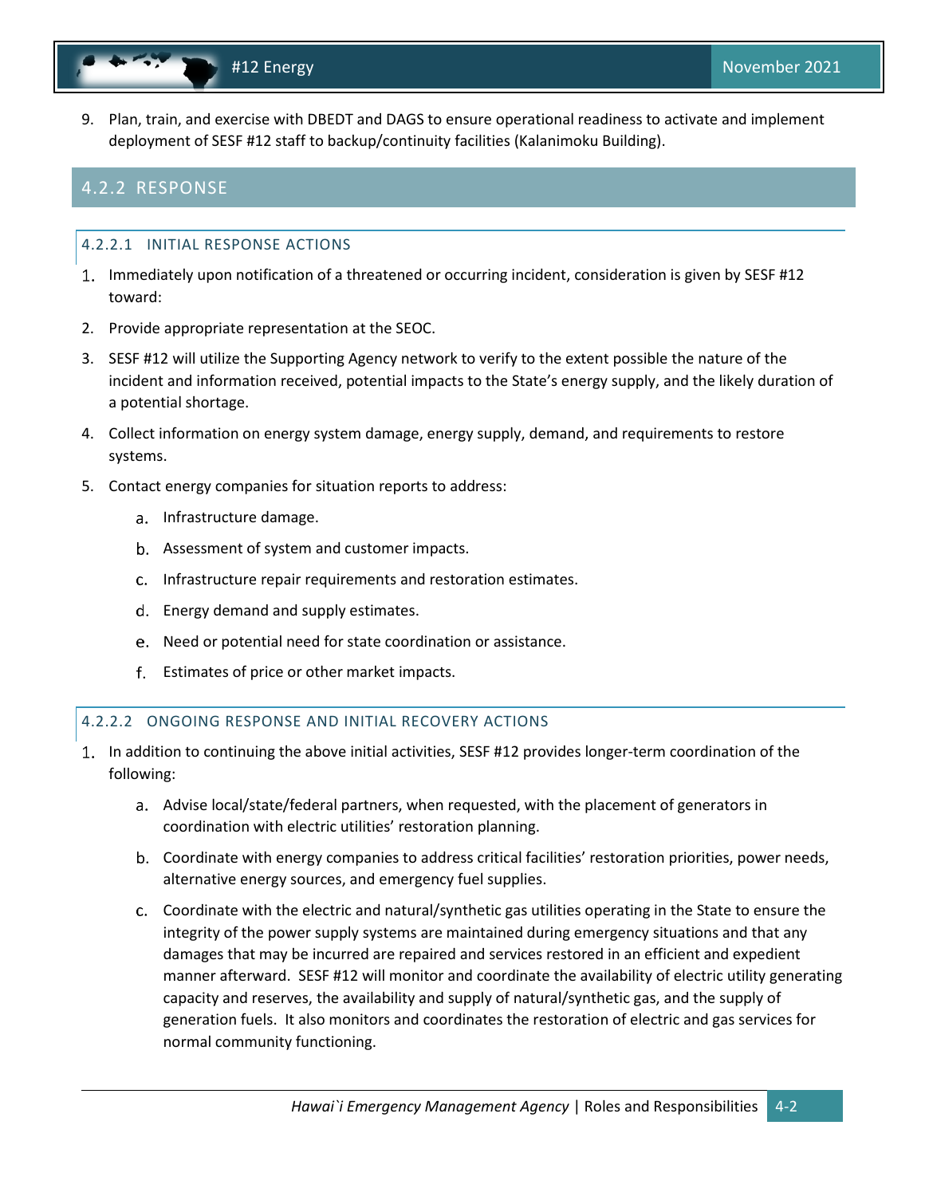9. Plan, train, and exercise with DBEDT and DAGS to ensure operational readiness to activate and implement deployment of SESF #12 staff to backup/continuity facilities (Kalanimoku Building).

## 4.2.2 RESPONSE

### 4.2.2.1 INITIAL RESPONSE ACTIONS

1. Immediately upon notification of a threatened or occurring incident, consideration is given by SESF #12 toward:
2. Provide appropriate representation at the SEOC.
3. SESF #12 will utilize the Supporting Agency network to verify to the extent possible the nature of the incident and information received, potential impacts to the State's energy supply, and the likely duration of a potential shortage.
4. Collect information on energy system damage, energy supply, demand, and requirements to restore systems.
5. Contact energy companies for situation reports to address:
    a. Infrastructure damage.
    b. Assessment of system and customer impacts.
    c. Infrastructure repair requirements and restoration estimates.
    d. Energy demand and supply estimates.
    e. Need or potential need for state coordination or assistance.
    f. Estimates of price or other market impacts.

### 4.2.2.2 ONGOING RESPONSE AND INITIAL RECOVERY ACTIONS

1. In addition to continuing the above initial activities, SESF #12 provides longer-term coordination of the following:
    a. Advise local/state/federal partners, when requested, with the placement of generators in coordination with electric utilities' restoration planning.
    b. Coordinate with energy companies to address critical facilities' restoration priorities, power needs, alternative energy sources, and emergency fuel supplies.
    c. Coordinate with the electric and natural/synthetic gas utilities operating in the State to ensure the integrity of the power supply systems are maintained during emergency situations and that any damages that may be incurred are repaired and services restored in an efficient and expedient manner afterward. SESF #12 will monitor and coordinate the availability of electric utility generating capacity and reserves, the availability and supply of natural/synthetic gas, and the supply of generation fuels. It also monitors and coordinates the restoration of electric and gas services for normal community functioning.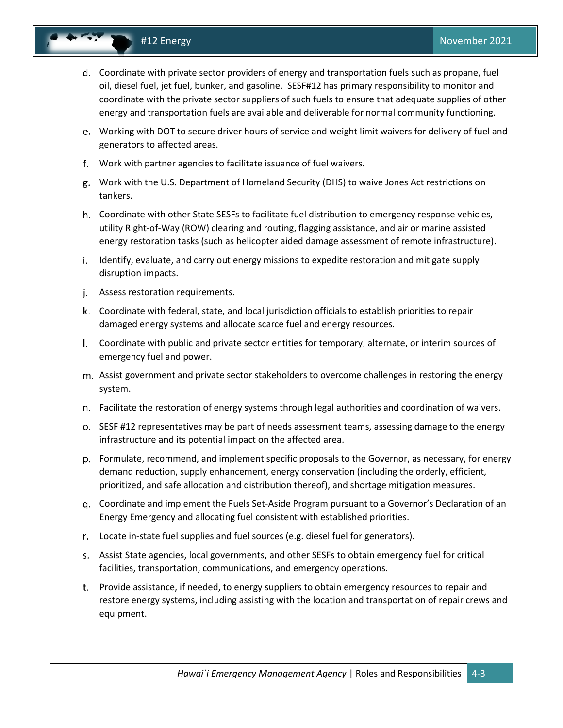d. Coordinate with private sector providers of energy and transportation fuels such as propane, fuel oil, diesel fuel, jet fuel, bunker, and gasoline. SESF#12 has primary responsibility to monitor and coordinate with the private sector suppliers of such fuels to ensure that adequate supplies of other energy and transportation fuels are available and deliverable for normal community functioning.

e. Working with DOT to secure driver hours of service and weight limit waivers for delivery of fuel and generators to affected areas.

f. Work with partner agencies to facilitate issuance of fuel waivers.

g. Work with the U.S. Department of Homeland Security (DHS) to waive Jones Act restrictions on tankers.

h. Coordinate with other State SESFs to facilitate fuel distribution to emergency response vehicles, utility Right-of-Way (ROW) clearing and routing, flagging assistance, and air or marine assisted energy restoration tasks (such as helicopter aided damage assessment of remote infrastructure).

i. Identify, evaluate, and carry out energy missions to expedite restoration and mitigate supply disruption impacts.

j. Assess restoration requirements.

k. Coordinate with federal, state, and local jurisdiction officials to establish priorities to repair damaged energy systems and allocate scarce fuel and energy resources.

l. Coordinate with public and private sector entities for temporary, alternate, or interim sources of emergency fuel and power.

m. Assist government and private sector stakeholders to overcome challenges in restoring the energy system.

n. Facilitate the restoration of energy systems through legal authorities and coordination of waivers.

o. SESF #12 representatives may be part of needs assessment teams, assessing damage to the energy infrastructure and its potential impact on the affected area.

p. Formulate, recommend, and implement specific proposals to the Governor, as necessary, for energy demand reduction, supply enhancement, energy conservation (including the orderly, efficient, prioritized, and safe allocation and distribution thereof), and shortage mitigation measures.

q. Coordinate and implement the Fuels Set-Aside Program pursuant to a Governor's Declaration of an Energy Emergency and allocating fuel consistent with established priorities.

r. Locate in-state fuel supplies and fuel sources (e.g. diesel fuel for generators).

s. Assist State agencies, local governments, and other SESFs to obtain emergency fuel for critical facilities, transportation, communications, and emergency operations.

t. Provide assistance, if needed, to energy suppliers to obtain emergency resources to repair and restore energy systems, including assisting with the location and transportation of repair crews and equipment.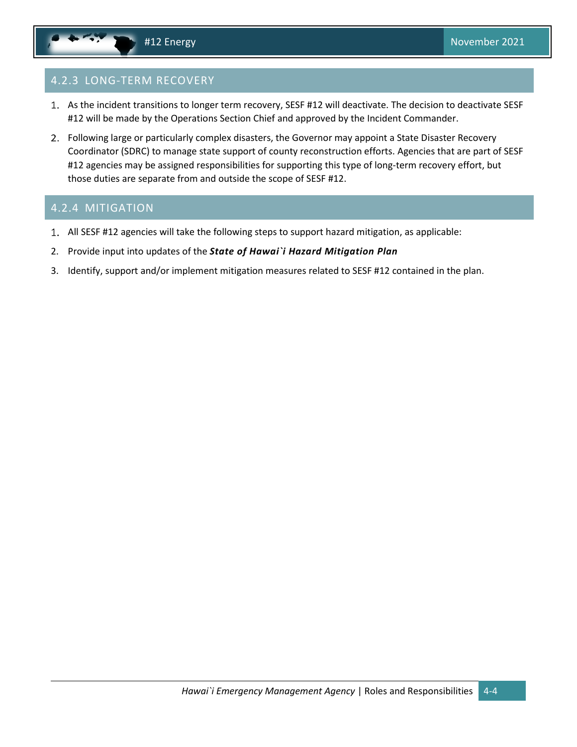### 4.2.3 LONG-TERM RECOVERY

1. As the incident transitions to longer term recovery, SESF #12 will deactivate. The decision to deactivate SESF #12 will be made by the Operations Section Chief and approved by the Incident Commander.
2. Following large or particularly complex disasters, the Governor may appoint a State Disaster Recovery Coordinator (SDRC) to manage state support of county reconstruction efforts. Agencies that are part of SESF #12 agencies may be assigned responsibilities for supporting this type of long-term recovery effort, but those duties are separate from and outside the scope of SESF #12.

### 4.2.4 MITIGATION

1. All SESF #12 agencies will take the following steps to support hazard mitigation, as applicable:
2. Provide input into updates of the ***State of Hawai`i Hazard Mitigation Plan***
3. Identify, support and/or implement mitigation measures related to SESF #12 contained in the plan.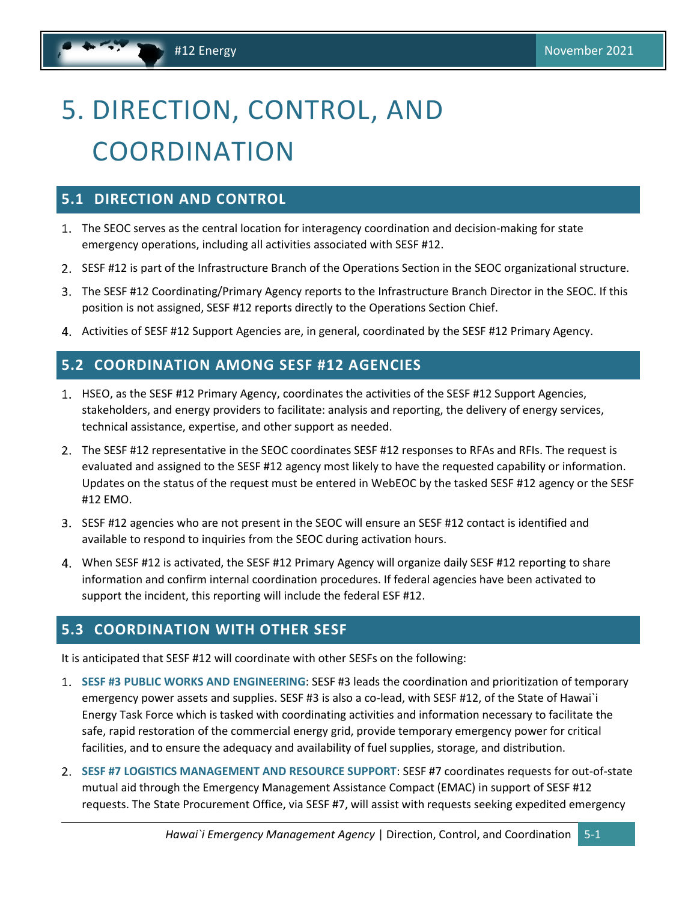# 5. DIRECTION, CONTROL, AND COORDINATION

## 5.1 DIRECTION AND CONTROL

1. The SEOC serves as the central location for interagency coordination and decision-making for state emergency operations, including all activities associated with SESF #12.
2. SESF #12 is part of the Infrastructure Branch of the Operations Section in the SEOC organizational structure.
3. The SESF #12 Coordinating/Primary Agency reports to the Infrastructure Branch Director in the SEOC. If this position is not assigned, SESF #12 reports directly to the Operations Section Chief.
4. Activities of SESF #12 Support Agencies are, in general, coordinated by the SESF #12 Primary Agency.

## 5.2 COORDINATION AMONG SESF #12 AGENCIES

1. HSEO, as the SESF #12 Primary Agency, coordinates the activities of the SESF #12 Support Agencies, stakeholders, and energy providers to facilitate: analysis and reporting, the delivery of energy services, technical assistance, expertise, and other support as needed.
2. The SESF #12 representative in the SEOC coordinates SESF #12 responses to RFAs and RFIs. The request is evaluated and assigned to the SESF #12 agency most likely to have the requested capability or information. Updates on the status of the request must be entered in WebEOC by the tasked SESF #12 agency or the SESF #12 EMO.
3. SESF #12 agencies who are not present in the SEOC will ensure an SESF #12 contact is identified and available to respond to inquiries from the SEOC during activation hours.
4. When SESF #12 is activated, the SESF #12 Primary Agency will organize daily SESF #12 reporting to share information and confirm internal coordination procedures. If federal agencies have been activated to support the incident, this reporting will include the federal ESF #12.

## 5.3 COORDINATION WITH OTHER SESF

It is anticipated that SESF #12 will coordinate with other SESFs on the following:

1. **SESF #3 PUBLIC WORKS AND ENGINEERING**: SESF #3 leads the coordination and prioritization of temporary emergency power assets and supplies. SESF #3 is also a co-lead, with SESF #12, of the State of Hawai`i Energy Task Force which is tasked with coordinating activities and information necessary to facilitate the safe, rapid restoration of the commercial energy grid, provide temporary emergency power for critical facilities, and to ensure the adequacy and availability of fuel supplies, storage, and distribution.
2. **SESF #7 LOGISTICS MANAGEMENT AND RESOURCE SUPPORT**: SESF #7 coordinates requests for out-of-state mutual aid through the Emergency Management Assistance Compact (EMAC) in support of SESF #12 requests. The State Procurement Office, via SESF #7, will assist with requests seeking expedited emergency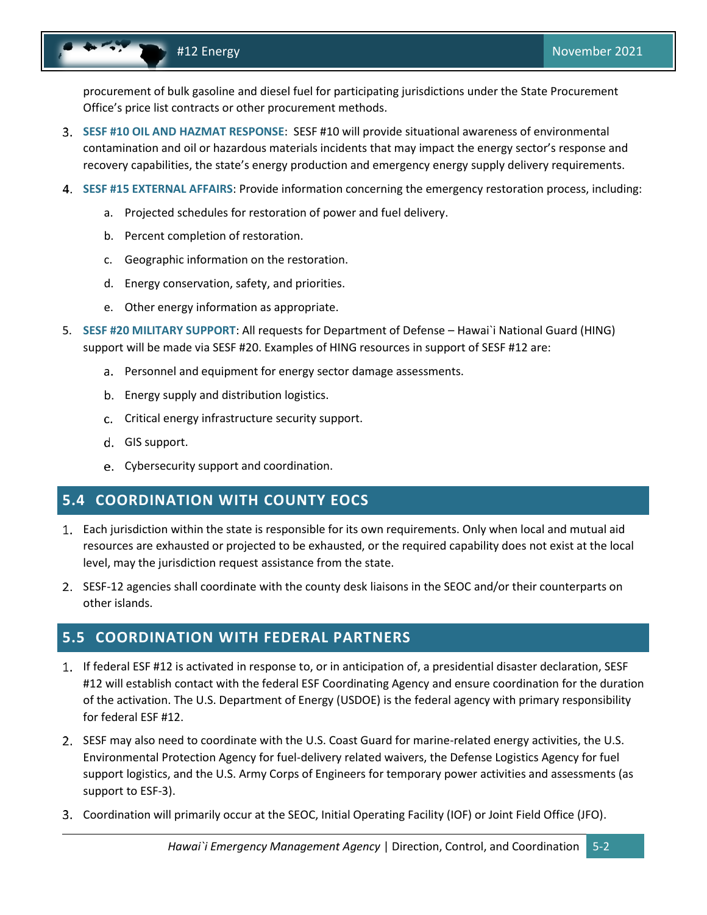procurement of bulk gasoline and diesel fuel for participating jurisdictions under the State Procurement Office's price list contracts or other procurement methods.

3. **SESF #10 OIL AND HAZMAT RESPONSE**: SESF #10 will provide situational awareness of environmental contamination and oil or hazardous materials incidents that may impact the energy sector's response and recovery capabilities, the state's energy production and emergency energy supply delivery requirements.
4. **SESF #15 EXTERNAL AFFAIRS**: Provide information concerning the emergency restoration process, including:
    a. Projected schedules for restoration of power and fuel delivery.
    b. Percent completion of restoration.
    c. Geographic information on the restoration.
    d. Energy conservation, safety, and priorities.
    e. Other energy information as appropriate.
5. **SESF #20 MILITARY SUPPORT**: All requests for Department of Defense – Hawai`i National Guard (HING) support will be made via SESF #20. Examples of HING resources in support of SESF #12 are:
    a. Personnel and equipment for energy sector damage assessments.
    b. Energy supply and distribution logistics.
    c. Critical energy infrastructure security support.
    d. GIS support.
    e. Cybersecurity support and coordination.

## 5.4 COORDINATION WITH COUNTY EOCS

1. Each jurisdiction within the state is responsible for its own requirements. Only when local and mutual aid resources are exhausted or projected to be exhausted, or the required capability does not exist at the local level, may the jurisdiction request assistance from the state.
2. SESF-12 agencies shall coordinate with the county desk liaisons in the SEOC and/or their counterparts on other islands.

## 5.5 COORDINATION WITH FEDERAL PARTNERS

1. If federal ESF #12 is activated in response to, or in anticipation of, a presidential disaster declaration, SESF #12 will establish contact with the federal ESF Coordinating Agency and ensure coordination for the duration of the activation. The U.S. Department of Energy (USDOE) is the federal agency with primary responsibility for federal ESF #12.
2. SESF may also need to coordinate with the U.S. Coast Guard for marine-related energy activities, the U.S. Environmental Protection Agency for fuel-delivery related waivers, the Defense Logistics Agency for fuel support logistics, and the U.S. Army Corps of Engineers for temporary power activities and assessments (as support to ESF-3).
3. Coordination will primarily occur at the SEOC, Initial Operating Facility (IOF) or Joint Field Office (JFO).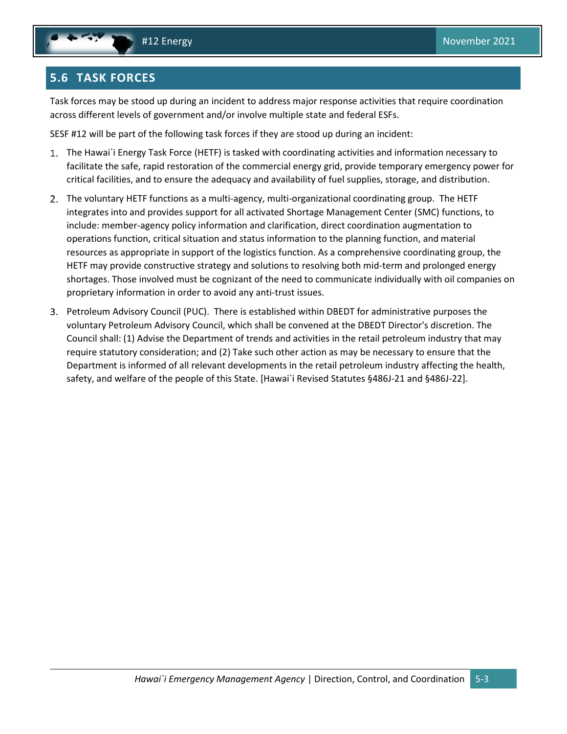## 5.6 TASK FORCES

Task forces may be stood up during an incident to address major response activities that require coordination across different levels of government and/or involve multiple state and federal ESFs.

SESF #12 will be part of the following task forces if they are stood up during an incident:

1. The Hawai`i Energy Task Force (HETF) is tasked with coordinating activities and information necessary to facilitate the safe, rapid restoration of the commercial energy grid, provide temporary emergency power for critical facilities, and to ensure the adequacy and availability of fuel supplies, storage, and distribution.
2. The voluntary HETF functions as a multi-agency, multi-organizational coordinating group. The HETF integrates into and provides support for all activated Shortage Management Center (SMC) functions, to include: member-agency policy information and clarification, direct coordination augmentation to operations function, critical situation and status information to the planning function, and material resources as appropriate in support of the logistics function. As a comprehensive coordinating group, the HETF may provide constructive strategy and solutions to resolving both mid-term and prolonged energy shortages. Those involved must be cognizant of the need to communicate individually with oil companies on proprietary information in order to avoid any anti-trust issues.
3. Petroleum Advisory Council (PUC). There is established within DBEDT for administrative purposes the voluntary Petroleum Advisory Council, which shall be convened at the DBEDT Director's discretion. The Council shall: (1) Advise the Department of trends and activities in the retail petroleum industry that may require statutory consideration; and (2) Take such other action as may be necessary to ensure that the Department is informed of all relevant developments in the retail petroleum industry affecting the health, safety, and welfare of the people of this State. [Hawai`i Revised Statutes §486J-21 and §486J-22].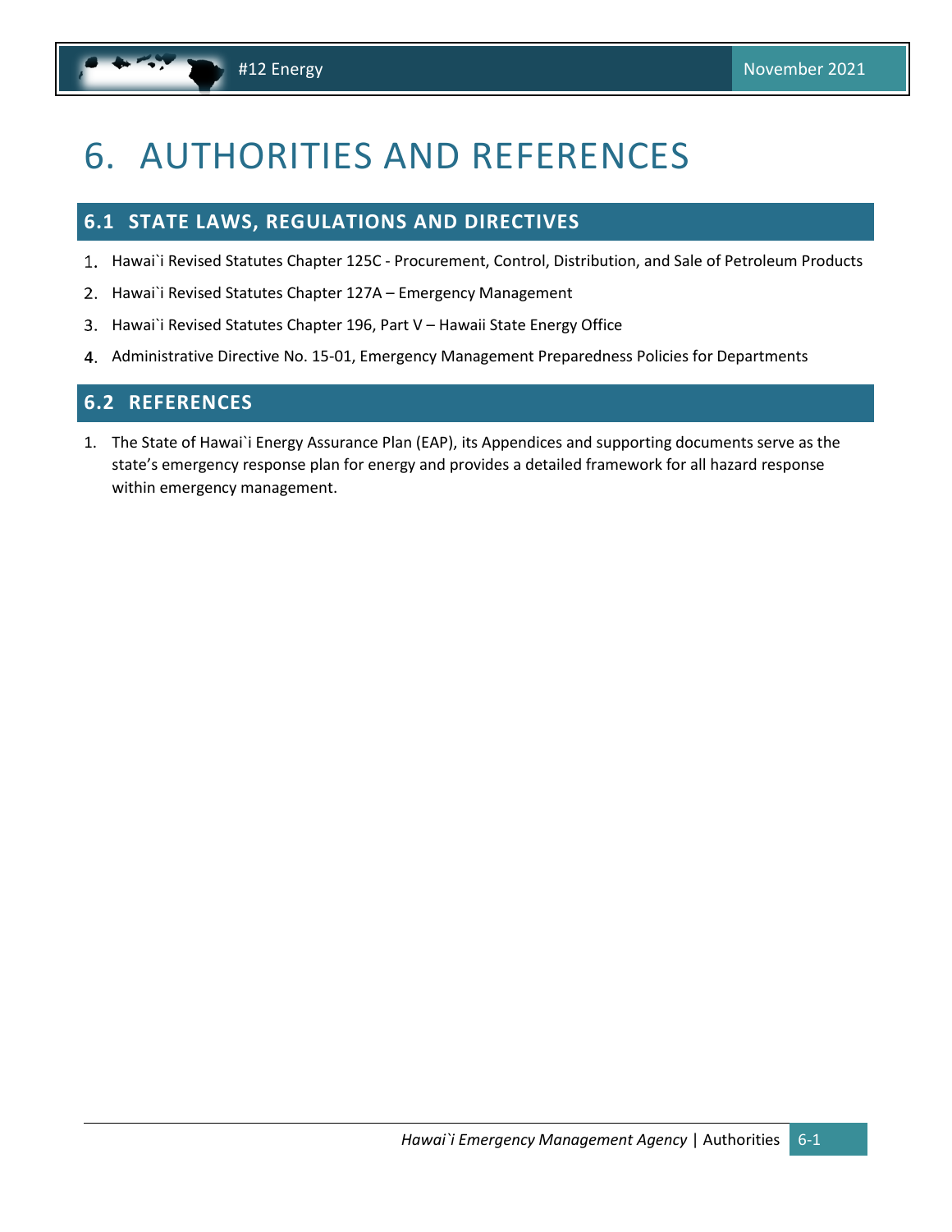# 6. AUTHORITIES AND REFERENCES

## 6.1 STATE LAWS, REGULATIONS AND DIRECTIVES

1. Hawai`i Revised Statutes Chapter 125C - Procurement, Control, Distribution, and Sale of Petroleum Products
2. Hawai`i Revised Statutes Chapter 127A – Emergency Management
3. Hawai`i Revised Statutes Chapter 196, Part V – Hawaii State Energy Office
4. Administrative Directive No. 15-01, Emergency Management Preparedness Policies for Departments

## 6.2 REFERENCES

1. The State of Hawai`i Energy Assurance Plan (EAP), its Appendices and supporting documents serve as the state's emergency response plan for energy and provides a detailed framework for all hazard response within emergency management.